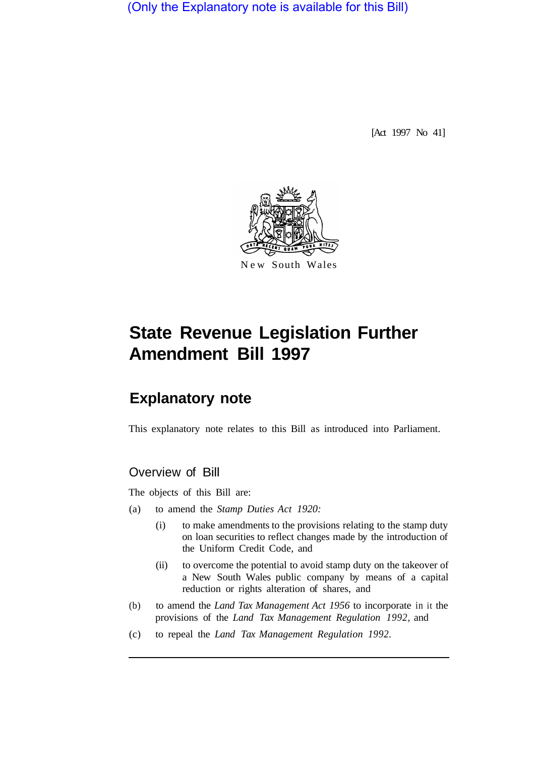(Only the Explanatory note is available for this Bill)

[Act 1997 No 41]

New South Wales

# State Revenue Legislation Further Amendment Bill 1997

## Explanatory note

This explanatory note relates to this Bill as introduced into Parliament.

### Overview of Bill

The objects of this Bill are:

(a) to amend the *Stamp Duties Act 1920:*

(i) to make amendments to the provisions relating to the stamp duty on loan securities to reflect changes made by the introduction of the Uniform Credit Code, and

(ii) to overcome the potential to avoid stamp duty on the takeover of a New South Wales public company by means of a capital reduction or rights alteration of shares, and

(b) to amend the *Land Tax Management Act 1956* to incorporate in it the provisions of the *Land Tax Management Regulation 1992*, and

(c) to repeal the *Land Tax Management Regulation 1992*.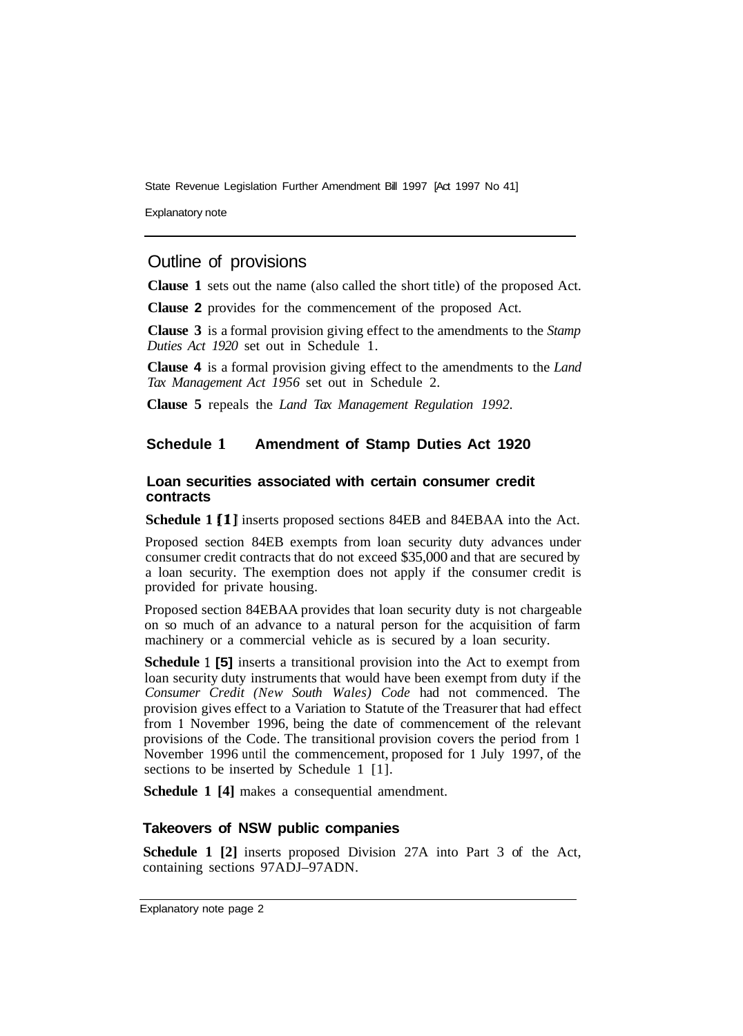## Outline of provisions

**Clause 1** sets out the name (also called the short title) of the proposed Act.

**Clause 2** provides for the commencement of the proposed Act.

**Clause 3** is a formal provision giving effect to the amendments to the *Stamp Duties Act 1920* set out in Schedule 1.

**Clause 4** is a formal provision giving effect to the amendments to the *Land Tax Management Act 1956* set out in Schedule 2.

**Clause 5** repeals the *Land Tax Management Regulation 1992*.

### Schedule 1 Amendment of Stamp Duties Act 1920

#### Loan securities associated with certain consumer credit contracts

**Schedule 1 [1]** inserts proposed sections 84EB and 84EBAA into the Act.

Proposed section 84EB exempts from loan security duty advances under consumer credit contracts that do not exceed $35,000 and that are secured by a loan security. The exemption does not apply if the consumer credit is provided for private housing.

Proposed section 84EBAA provides that loan security duty is not chargeable on so much of an advance to a natural person for the acquisition of farm machinery or a commercial vehicle as is secured by a loan security.

**Schedule 1 [5]** inserts a transitional provision into the Act to exempt from loan security duty instruments that would have been exempt from duty if the *Consumer Credit (New South Wales) Code* had not commenced. The provision gives effect to a Variation to Statute of the Treasurer that had effect from 1 November 1996, being the date of commencement of the relevant provisions of the Code. The transitional provision covers the period from 1 November 1996 until the commencement, proposed for 1 July 1997, of the sections to be inserted by Schedule 1 [1].

**Schedule 1 [4]** makes a consequential amendment.

#### Takeovers of NSW public companies

**Schedule 1 [2]** inserts proposed Division 27A into Part 3 of the Act, containing sections 97ADJ–97ADN.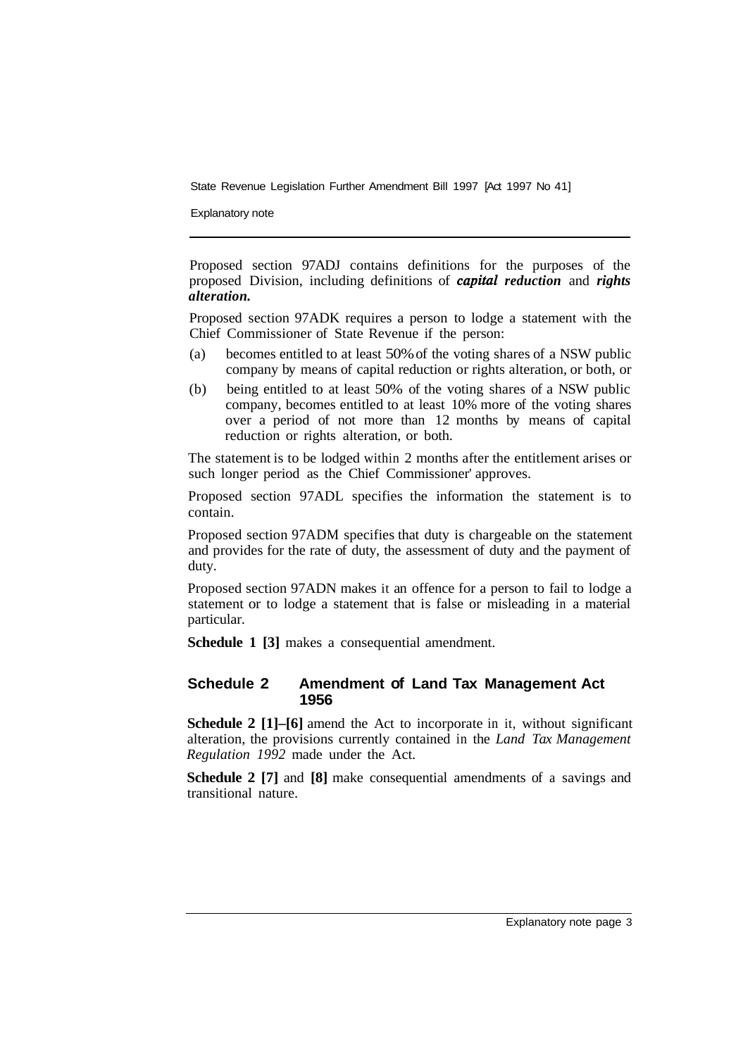Proposed section 97ADJ contains definitions for the purposes of the proposed Division, including definitions of ***capital reduction*** and ***rights alteration.***

Proposed section 97ADK requires a person to lodge a statement with the Chief Commissioner of State Revenue if the person:

(a) becomes entitled to at least 50% of the voting shares of a NSW public company by means of capital reduction or rights alteration, or both, or

(b) being entitled to at least 50% of the voting shares of a NSW public company, becomes entitled to at least 10% more of the voting shares over a period of not more than 12 months by means of capital reduction or rights alteration, or both.

The statement is to be lodged within 2 months after the entitlement arises or such longer period as the Chief Commissioner' approves.

Proposed section 97ADL specifies the information the statement is to contain.

Proposed section 97ADM specifies that duty is chargeable on the statement and provides for the rate of duty, the assessment of duty and the payment of duty.

Proposed section 97ADN makes it an offence for a person to fail to lodge a statement or to lodge a statement that is false or misleading in a material particular.

**Schedule 1 [3]** makes a consequential amendment.

## Schedule 2 Amendment of Land Tax Management Act 1956

**Schedule 2 [1]–[6]** amend the Act to incorporate in it, without significant alteration, the provisions currently contained in the *Land Tax Management Regulation 1992* made under the Act.

**Schedule 2 [7]** and **[8]** make consequential amendments of a savings and transitional nature.